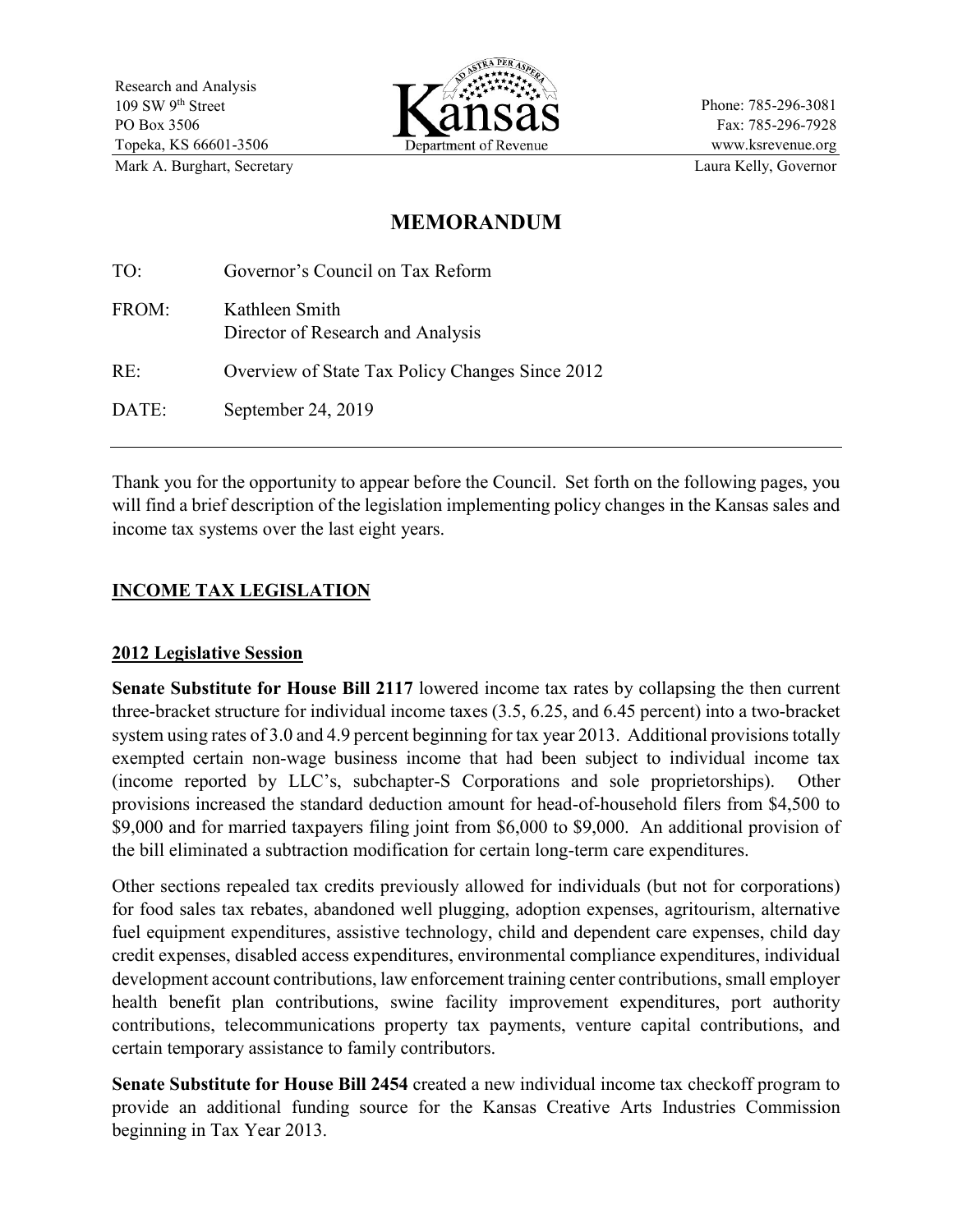Research and Analysis
109 SW 9th Street
PO Box 3506
Topeka, KS 66601-3506
Mark A. Burghart, Secretary

Kansas Department of Revenue

Phone: 785-296-3081
Fax: 785-296-7928
www.ksrevenue.org
Laura Kelly, Governor

# MEMORANDUM

TO: Governor's Council on Tax Reform

FROM: Kathleen Smith
Director of Research and Analysis

RE: Overview of State Tax Policy Changes Since 2012

DATE: September 24, 2019

---

Thank you for the opportunity to appear before the Council. Set forth on the following pages, you will find a brief description of the legislation implementing policy changes in the Kansas sales and income tax systems over the last eight years.

## INCOME TAX LEGISLATION

### 2012 Legislative Session

**Senate Substitute for House Bill 2117** lowered income tax rates by collapsing the then current three-bracket structure for individual income taxes (3.5, 6.25, and 6.45 percent) into a two-bracket system using rates of 3.0 and 4.9 percent beginning for tax year 2013. Additional provisions totally exempted certain non-wage business income that had been subject to individual income tax (income reported by LLC's, subchapter-S Corporations and sole proprietorships). Other provisions increased the standard deduction amount for head-of-household filers from $4,500 to $9,000 and for married taxpayers filing joint from $6,000 to $9,000. An additional provision of the bill eliminated a subtraction modification for certain long-term care expenditures.

Other sections repealed tax credits previously allowed for individuals (but not for corporations) for food sales tax rebates, abandoned well plugging, adoption expenses, agritourism, alternative fuel equipment expenditures, assistive technology, child and dependent care expenses, child day credit expenses, disabled access expenditures, environmental compliance expenditures, individual development account contributions, law enforcement training center contributions, small employer health benefit plan contributions, swine facility improvement expenditures, port authority contributions, telecommunications property tax payments, venture capital contributions, and certain temporary assistance to family contributors.

**Senate Substitute for House Bill 2454** created a new individual income tax checkoff program to provide an additional funding source for the Kansas Creative Arts Industries Commission beginning in Tax Year 2013.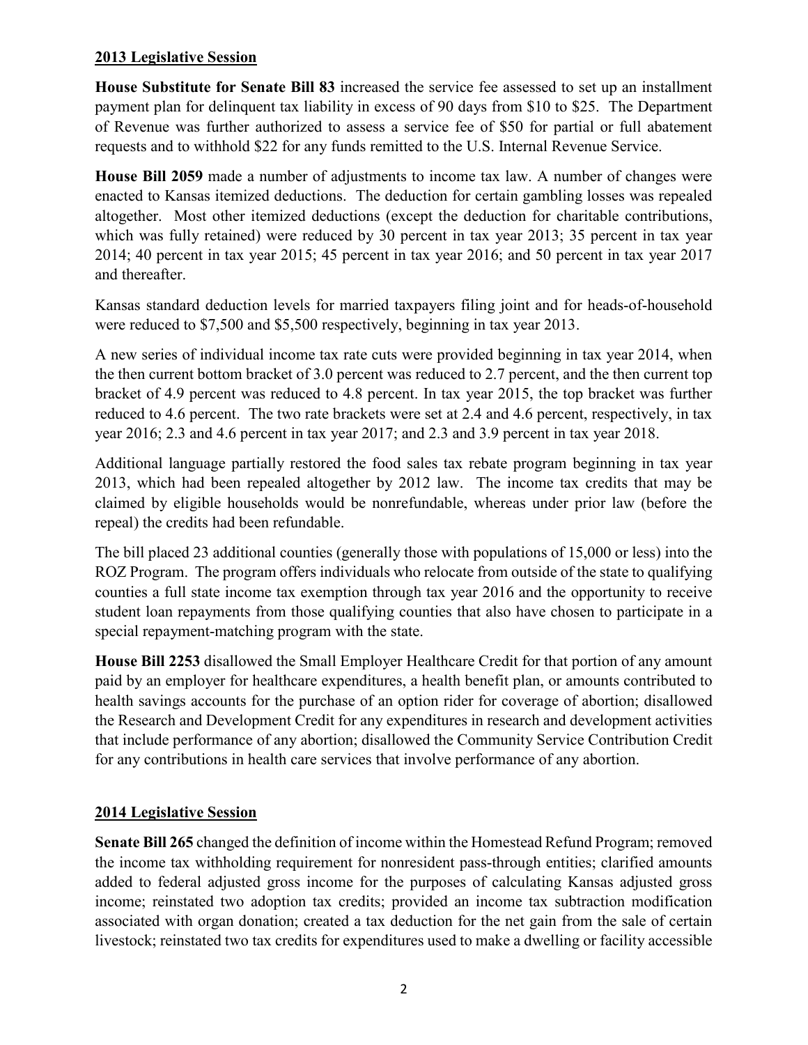## 2013 Legislative Session

**House Substitute for Senate Bill 83** increased the service fee assessed to set up an installment payment plan for delinquent tax liability in excess of 90 days from $10 to $25. The Department of Revenue was further authorized to assess a service fee of $50 for partial or full abatement requests and to withhold $22 for any funds remitted to the U.S. Internal Revenue Service.

**House Bill 2059** made a number of adjustments to income tax law. A number of changes were enacted to Kansas itemized deductions. The deduction for certain gambling losses was repealed altogether. Most other itemized deductions (except the deduction for charitable contributions, which was fully retained) were reduced by 30 percent in tax year 2013; 35 percent in tax year 2014; 40 percent in tax year 2015; 45 percent in tax year 2016; and 50 percent in tax year 2017 and thereafter.

Kansas standard deduction levels for married taxpayers filing joint and for heads-of-household were reduced to $7,500 and $5,500 respectively, beginning in tax year 2013.

A new series of individual income tax rate cuts were provided beginning in tax year 2014, when the then current bottom bracket of 3.0 percent was reduced to 2.7 percent, and the then current top bracket of 4.9 percent was reduced to 4.8 percent. In tax year 2015, the top bracket was further reduced to 4.6 percent. The two rate brackets were set at 2.4 and 4.6 percent, respectively, in tax year 2016; 2.3 and 4.6 percent in tax year 2017; and 2.3 and 3.9 percent in tax year 2018.

Additional language partially restored the food sales tax rebate program beginning in tax year 2013, which had been repealed altogether by 2012 law. The income tax credits that may be claimed by eligible households would be nonrefundable, whereas under prior law (before the repeal) the credits had been refundable.

The bill placed 23 additional counties (generally those with populations of 15,000 or less) into the ROZ Program. The program offers individuals who relocate from outside of the state to qualifying counties a full state income tax exemption through tax year 2016 and the opportunity to receive student loan repayments from those qualifying counties that also have chosen to participate in a special repayment-matching program with the state.

**House Bill 2253** disallowed the Small Employer Healthcare Credit for that portion of any amount paid by an employer for healthcare expenditures, a health benefit plan, or amounts contributed to health savings accounts for the purchase of an option rider for coverage of abortion; disallowed the Research and Development Credit for any expenditures in research and development activities that include performance of any abortion; disallowed the Community Service Contribution Credit for any contributions in health care services that involve performance of any abortion.

## 2014 Legislative Session

**Senate Bill 265** changed the definition of income within the Homestead Refund Program; removed the income tax withholding requirement for nonresident pass-through entities; clarified amounts added to federal adjusted gross income for the purposes of calculating Kansas adjusted gross income; reinstated two adoption tax credits; provided an income tax subtraction modification associated with organ donation; created a tax deduction for the net gain from the sale of certain livestock; reinstated two tax credits for expenditures used to make a dwelling or facility accessible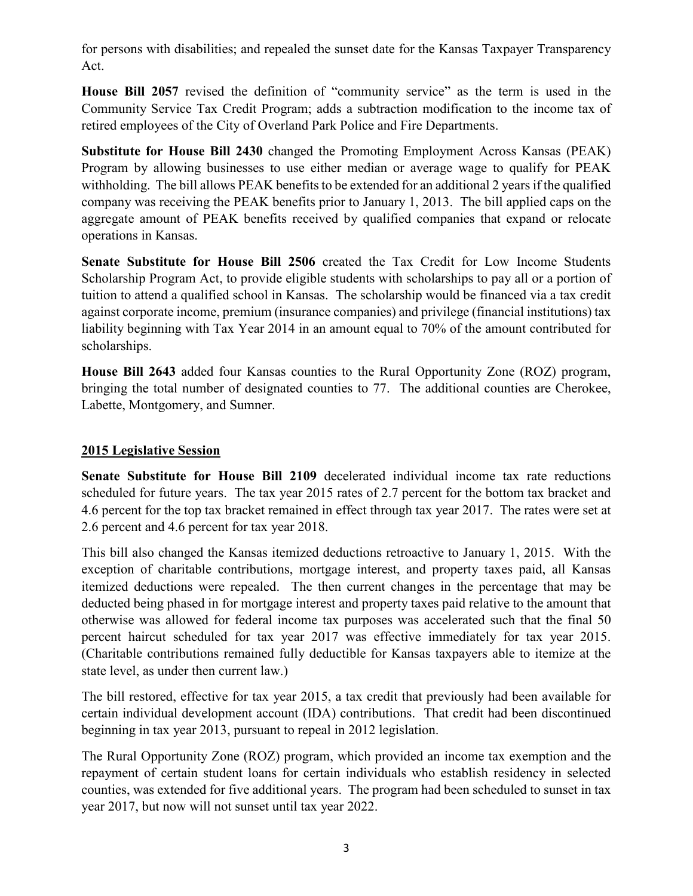for persons with disabilities; and repealed the sunset date for the Kansas Taxpayer Transparency Act.

**House Bill 2057** revised the definition of "community service" as the term is used in the Community Service Tax Credit Program; adds a subtraction modification to the income tax of retired employees of the City of Overland Park Police and Fire Departments.

**Substitute for House Bill 2430** changed the Promoting Employment Across Kansas (PEAK) Program by allowing businesses to use either median or average wage to qualify for PEAK withholding. The bill allows PEAK benefits to be extended for an additional 2 years if the qualified company was receiving the PEAK benefits prior to January 1, 2013. The bill applied caps on the aggregate amount of PEAK benefits received by qualified companies that expand or relocate operations in Kansas.

**Senate Substitute for House Bill 2506** created the Tax Credit for Low Income Students Scholarship Program Act, to provide eligible students with scholarships to pay all or a portion of tuition to attend a qualified school in Kansas. The scholarship would be financed via a tax credit against corporate income, premium (insurance companies) and privilege (financial institutions) tax liability beginning with Tax Year 2014 in an amount equal to 70% of the amount contributed for scholarships.

**House Bill 2643** added four Kansas counties to the Rural Opportunity Zone (ROZ) program, bringing the total number of designated counties to 77. The additional counties are Cherokee, Labette, Montgomery, and Sumner.

## 2015 Legislative Session

**Senate Substitute for House Bill 2109** decelerated individual income tax rate reductions scheduled for future years. The tax year 2015 rates of 2.7 percent for the bottom tax bracket and 4.6 percent for the top tax bracket remained in effect through tax year 2017. The rates were set at 2.6 percent and 4.6 percent for tax year 2018.

This bill also changed the Kansas itemized deductions retroactive to January 1, 2015. With the exception of charitable contributions, mortgage interest, and property taxes paid, all Kansas itemized deductions were repealed. The then current changes in the percentage that may be deducted being phased in for mortgage interest and property taxes paid relative to the amount that otherwise was allowed for federal income tax purposes was accelerated such that the final 50 percent haircut scheduled for tax year 2017 was effective immediately for tax year 2015. (Charitable contributions remained fully deductible for Kansas taxpayers able to itemize at the state level, as under then current law.)

The bill restored, effective for tax year 2015, a tax credit that previously had been available for certain individual development account (IDA) contributions. That credit had been discontinued beginning in tax year 2013, pursuant to repeal in 2012 legislation.

The Rural Opportunity Zone (ROZ) program, which provided an income tax exemption and the repayment of certain student loans for certain individuals who establish residency in selected counties, was extended for five additional years. The program had been scheduled to sunset in tax year 2017, but now will not sunset until tax year 2022.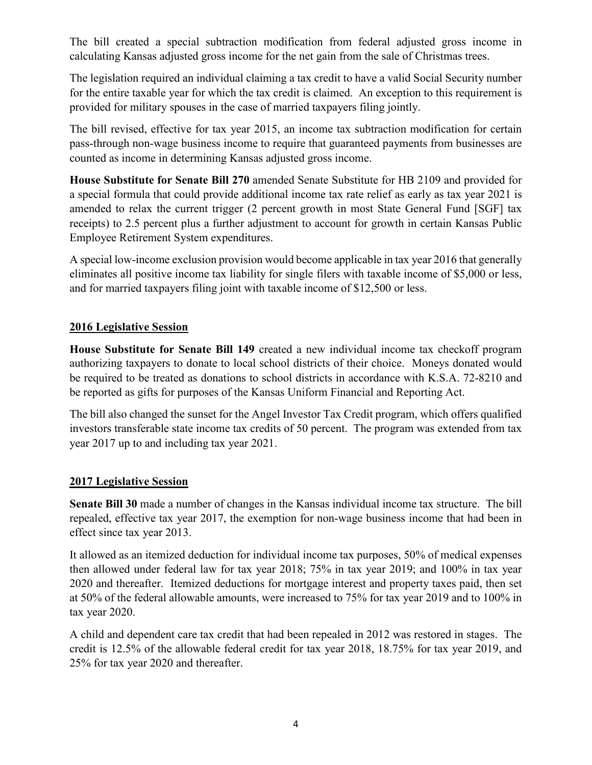The bill created a special subtraction modification from federal adjusted gross income in calculating Kansas adjusted gross income for the net gain from the sale of Christmas trees.

The legislation required an individual claiming a tax credit to have a valid Social Security number for the entire taxable year for which the tax credit is claimed. An exception to this requirement is provided for military spouses in the case of married taxpayers filing jointly.

The bill revised, effective for tax year 2015, an income tax subtraction modification for certain pass-through non-wage business income to require that guaranteed payments from businesses are counted as income in determining Kansas adjusted gross income.

**House Substitute for Senate Bill 270** amended Senate Substitute for HB 2109 and provided for a special formula that could provide additional income tax rate relief as early as tax year 2021 is amended to relax the current trigger (2 percent growth in most State General Fund [SGF] tax receipts) to 2.5 percent plus a further adjustment to account for growth in certain Kansas Public Employee Retirement System expenditures.

A special low-income exclusion provision would become applicable in tax year 2016 that generally eliminates all positive income tax liability for single filers with taxable income of $5,000 or less, and for married taxpayers filing joint with taxable income of $12,500 or less.

## 2016 Legislative Session

**House Substitute for Senate Bill 149** created a new individual income tax checkoff program authorizing taxpayers to donate to local school districts of their choice. Moneys donated would be required to be treated as donations to school districts in accordance with K.S.A. 72-8210 and be reported as gifts for purposes of the Kansas Uniform Financial and Reporting Act.

The bill also changed the sunset for the Angel Investor Tax Credit program, which offers qualified investors transferable state income tax credits of 50 percent. The program was extended from tax year 2017 up to and including tax year 2021.

## 2017 Legislative Session

**Senate Bill 30** made a number of changes in the Kansas individual income tax structure. The bill repealed, effective tax year 2017, the exemption for non-wage business income that had been in effect since tax year 2013.

It allowed as an itemized deduction for individual income tax purposes, 50% of medical expenses then allowed under federal law for tax year 2018; 75% in tax year 2019; and 100% in tax year 2020 and thereafter. Itemized deductions for mortgage interest and property taxes paid, then set at 50% of the federal allowable amounts, were increased to 75% for tax year 2019 and to 100% in tax year 2020.

A child and dependent care tax credit that had been repealed in 2012 was restored in stages. The credit is 12.5% of the allowable federal credit for tax year 2018, 18.75% for tax year 2019, and 25% for tax year 2020 and thereafter.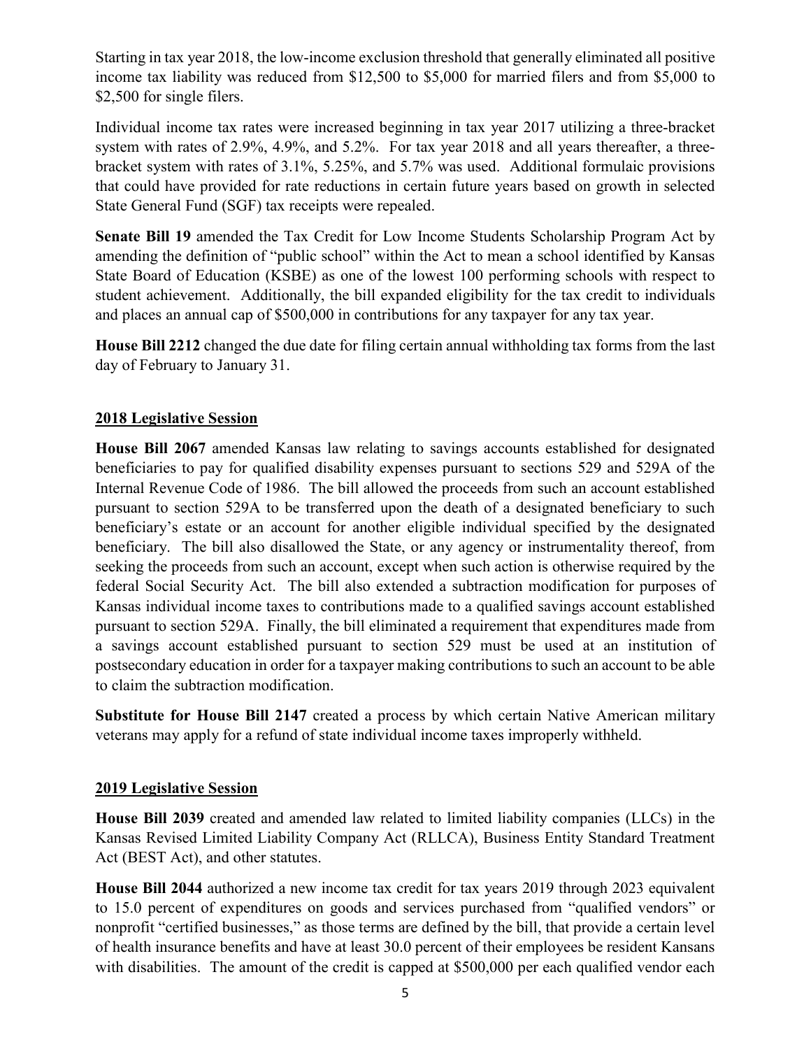Starting in tax year 2018, the low-income exclusion threshold that generally eliminated all positive income tax liability was reduced from $12,500 to $5,000 for married filers and from $5,000 to $2,500 for single filers.

Individual income tax rates were increased beginning in tax year 2017 utilizing a three-bracket system with rates of 2.9%, 4.9%, and 5.2%. For tax year 2018 and all years thereafter, a three-bracket system with rates of 3.1%, 5.25%, and 5.7% was used. Additional formulaic provisions that could have provided for rate reductions in certain future years based on growth in selected State General Fund (SGF) tax receipts were repealed.

**Senate Bill 19** amended the Tax Credit for Low Income Students Scholarship Program Act by amending the definition of "public school" within the Act to mean a school identified by Kansas State Board of Education (KSBE) as one of the lowest 100 performing schools with respect to student achievement. Additionally, the bill expanded eligibility for the tax credit to individuals and places an annual cap of $500,000 in contributions for any taxpayer for any tax year.

**House Bill 2212** changed the due date for filing certain annual withholding tax forms from the last day of February to January 31.

## 2018 Legislative Session

**House Bill 2067** amended Kansas law relating to savings accounts established for designated beneficiaries to pay for qualified disability expenses pursuant to sections 529 and 529A of the Internal Revenue Code of 1986. The bill allowed the proceeds from such an account established pursuant to section 529A to be transferred upon the death of a designated beneficiary to such beneficiary's estate or an account for another eligible individual specified by the designated beneficiary. The bill also disallowed the State, or any agency or instrumentality thereof, from seeking the proceeds from such an account, except when such action is otherwise required by the federal Social Security Act. The bill also extended a subtraction modification for purposes of Kansas individual income taxes to contributions made to a qualified savings account established pursuant to section 529A. Finally, the bill eliminated a requirement that expenditures made from a savings account established pursuant to section 529 must be used at an institution of postsecondary education in order for a taxpayer making contributions to such an account to be able to claim the subtraction modification.

**Substitute for House Bill 2147** created a process by which certain Native American military veterans may apply for a refund of state individual income taxes improperly withheld.

## 2019 Legislative Session

**House Bill 2039** created and amended law related to limited liability companies (LLCs) in the Kansas Revised Limited Liability Company Act (RLLCA), Business Entity Standard Treatment Act (BEST Act), and other statutes.

**House Bill 2044** authorized a new income tax credit for tax years 2019 through 2023 equivalent to 15.0 percent of expenditures on goods and services purchased from "qualified vendors" or nonprofit "certified businesses," as those terms are defined by the bill, that provide a certain level of health insurance benefits and have at least 30.0 percent of their employees be resident Kansans with disabilities. The amount of the credit is capped at $500,000 per each qualified vendor each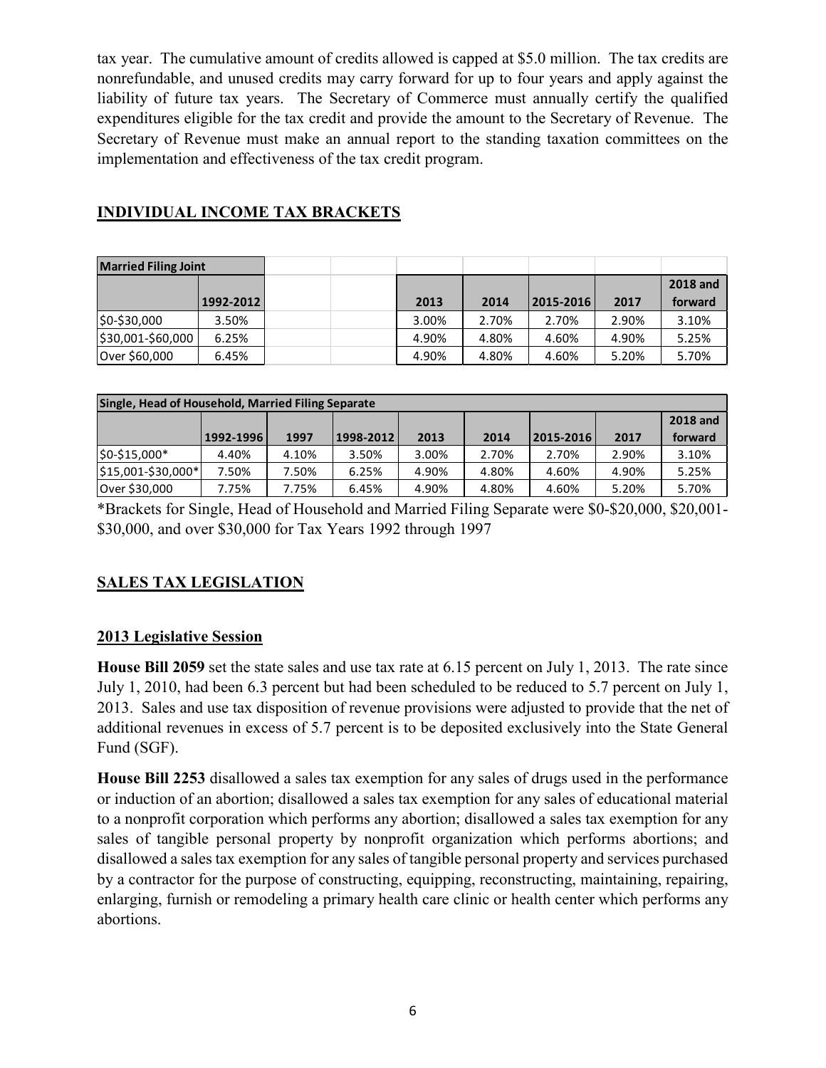tax year. The cumulative amount of credits allowed is capped at $5.0 million. The tax credits are nonrefundable, and unused credits may carry forward for up to four years and apply against the liability of future tax years. The Secretary of Commerce must annually certify the qualified expenditures eligible for the tax credit and provide the amount to the Secretary of Revenue. The Secretary of Revenue must make an annual report to the standing taxation committees on the implementation and effectiveness of the tax credit program.

## INDIVIDUAL INCOME TAX BRACKETS

| Married Filing Joint | | | | | | |
|---|---|---|---|---|---|---|
| | 1992-2012 | 2013 | 2014 | 2015-2016 | 2017 | 2018 and forward |
| $0-$30,000 | 3.50% | 3.00% | 2.70% | 2.70% | 2.90% | 3.10% |
| $30,001-$60,000 | 6.25% | 4.90% | 4.80% | 4.60% | 4.90% | 5.25% |
| Over $60,000 | 6.45% | 4.90% | 4.80% | 4.60% | 5.20% | 5.70% |

| Single, Head of Household, Married Filing Separate | | | | | | | | |
|---|---|---|---|---|---|---|---|---|
| | 1992-1996 | 1997 | 1998-2012 | 2013 | 2014 | 2015-2016 | 2017 | 2018 and forward |
| $0-$15,000* | 4.40% | 4.10% | 3.50% | 3.00% | 2.70% | 2.70% | 2.90% | 3.10% |
| $15,001-$30,000* | 7.50% | 7.50% | 6.25% | 4.90% | 4.80% | 4.60% | 4.90% | 5.25% |
| Over $30,000 | 7.75% | 7.75% | 6.45% | 4.90% | 4.80% | 4.60% | 5.20% | 5.70% |

*Brackets for Single, Head of Household and Married Filing Separate were $0-$20,000, $20,001-$30,000, and over $30,000 for Tax Years 1992 through 1997

## SALES TAX LEGISLATION

### 2013 Legislative Session

**House Bill 2059** set the state sales and use tax rate at 6.15 percent on July 1, 2013. The rate since July 1, 2010, had been 6.3 percent but had been scheduled to be reduced to 5.7 percent on July 1, 2013. Sales and use tax disposition of revenue provisions were adjusted to provide that the net of additional revenues in excess of 5.7 percent is to be deposited exclusively into the State General Fund (SGF).

**House Bill 2253** disallowed a sales tax exemption for any sales of drugs used in the performance or induction of an abortion; disallowed a sales tax exemption for any sales of educational material to a nonprofit corporation which performs any abortion; disallowed a sales tax exemption for any sales of tangible personal property by nonprofit organization which performs abortions; and disallowed a sales tax exemption for any sales of tangible personal property and services purchased by a contractor for the purpose of constructing, equipping, reconstructing, maintaining, repairing, enlarging, furnish or remodeling a primary health care clinic or health center which performs any abortions.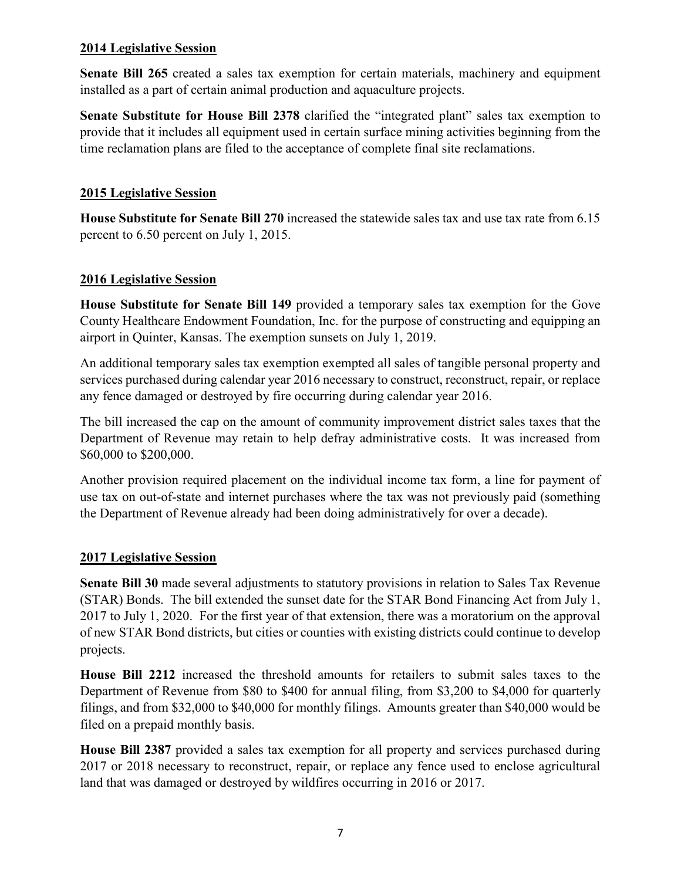## 2014 Legislative Session

**Senate Bill 265** created a sales tax exemption for certain materials, machinery and equipment installed as a part of certain animal production and aquaculture projects.

**Senate Substitute for House Bill 2378** clarified the "integrated plant" sales tax exemption to provide that it includes all equipment used in certain surface mining activities beginning from the time reclamation plans are filed to the acceptance of complete final site reclamations.

## 2015 Legislative Session

**House Substitute for Senate Bill 270** increased the statewide sales tax and use tax rate from 6.15 percent to 6.50 percent on July 1, 2015.

## 2016 Legislative Session

**House Substitute for Senate Bill 149** provided a temporary sales tax exemption for the Gove County Healthcare Endowment Foundation, Inc. for the purpose of constructing and equipping an airport in Quinter, Kansas. The exemption sunsets on July 1, 2019.

An additional temporary sales tax exemption exempted all sales of tangible personal property and services purchased during calendar year 2016 necessary to construct, reconstruct, repair, or replace any fence damaged or destroyed by fire occurring during calendar year 2016.

The bill increased the cap on the amount of community improvement district sales taxes that the Department of Revenue may retain to help defray administrative costs. It was increased from $60,000 to $200,000.

Another provision required placement on the individual income tax form, a line for payment of use tax on out-of-state and internet purchases where the tax was not previously paid (something the Department of Revenue already had been doing administratively for over a decade).

## 2017 Legislative Session

**Senate Bill 30** made several adjustments to statutory provisions in relation to Sales Tax Revenue (STAR) Bonds. The bill extended the sunset date for the STAR Bond Financing Act from July 1, 2017 to July 1, 2020. For the first year of that extension, there was a moratorium on the approval of new STAR Bond districts, but cities or counties with existing districts could continue to develop projects.

**House Bill 2212** increased the threshold amounts for retailers to submit sales taxes to the Department of Revenue from $80 to $400 for annual filing, from $3,200 to $4,000 for quarterly filings, and from $32,000 to $40,000 for monthly filings. Amounts greater than $40,000 would be filed on a prepaid monthly basis.

**House Bill 2387** provided a sales tax exemption for all property and services purchased during 2017 or 2018 necessary to reconstruct, repair, or replace any fence used to enclose agricultural land that was damaged or destroyed by wildfires occurring in 2016 or 2017.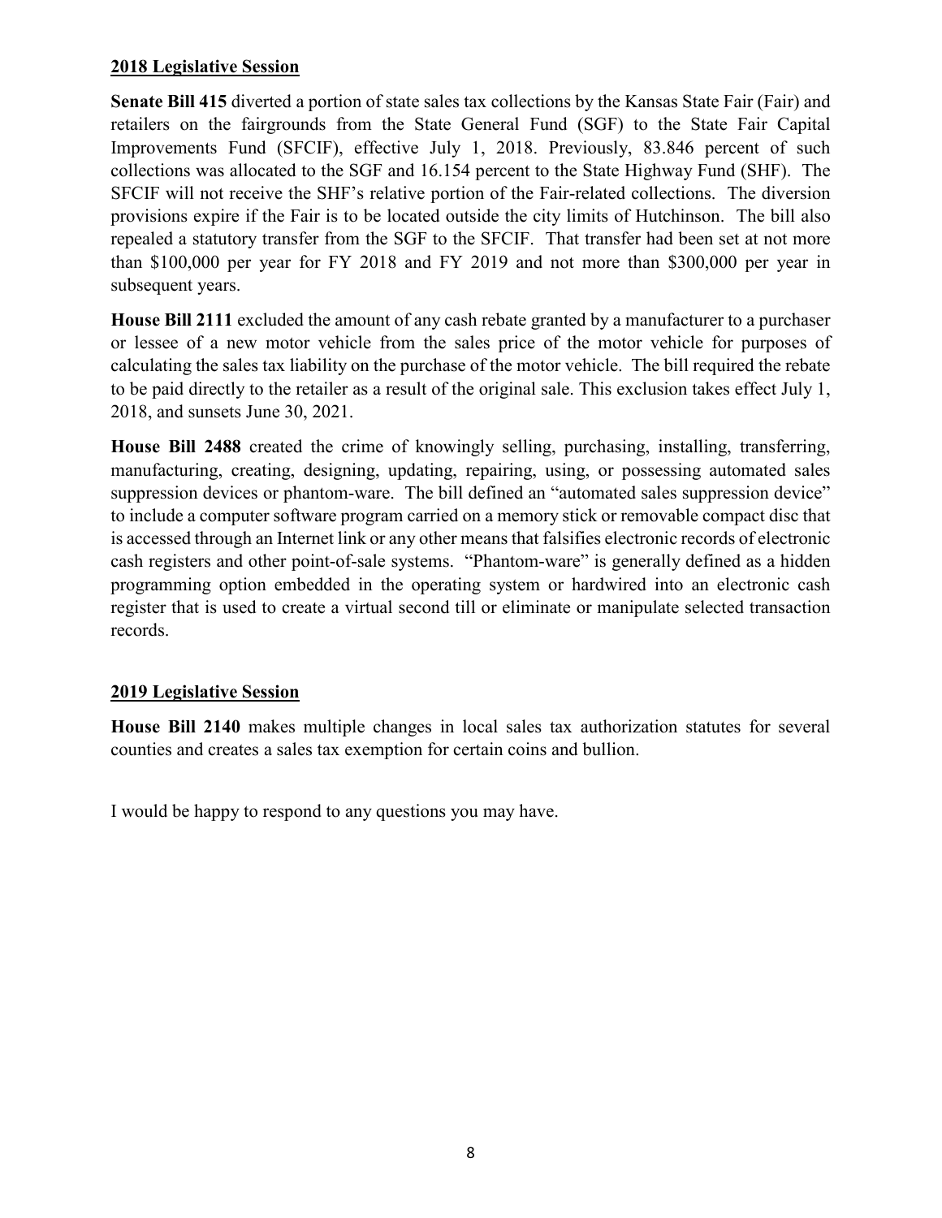## 2018 Legislative Session

**Senate Bill 415** diverted a portion of state sales tax collections by the Kansas State Fair (Fair) and retailers on the fairgrounds from the State General Fund (SGF) to the State Fair Capital Improvements Fund (SFCIF), effective July 1, 2018. Previously, 83.846 percent of such collections was allocated to the SGF and 16.154 percent to the State Highway Fund (SHF). The SFCIF will not receive the SHF's relative portion of the Fair-related collections. The diversion provisions expire if the Fair is to be located outside the city limits of Hutchinson. The bill also repealed a statutory transfer from the SGF to the SFCIF. That transfer had been set at not more than $100,000 per year for FY 2018 and FY 2019 and not more than $300,000 per year in subsequent years.

**House Bill 2111** excluded the amount of any cash rebate granted by a manufacturer to a purchaser or lessee of a new motor vehicle from the sales price of the motor vehicle for purposes of calculating the sales tax liability on the purchase of the motor vehicle. The bill required the rebate to be paid directly to the retailer as a result of the original sale. This exclusion takes effect July 1, 2018, and sunsets June 30, 2021.

**House Bill 2488** created the crime of knowingly selling, purchasing, installing, transferring, manufacturing, creating, designing, updating, repairing, using, or possessing automated sales suppression devices or phantom-ware. The bill defined an "automated sales suppression device" to include a computer software program carried on a memory stick or removable compact disc that is accessed through an Internet link or any other means that falsifies electronic records of electronic cash registers and other point-of-sale systems. "Phantom-ware" is generally defined as a hidden programming option embedded in the operating system or hardwired into an electronic cash register that is used to create a virtual second till or eliminate or manipulate selected transaction records.

## 2019 Legislative Session

**House Bill 2140** makes multiple changes in local sales tax authorization statutes for several counties and creates a sales tax exemption for certain coins and bullion.

I would be happy to respond to any questions you may have.